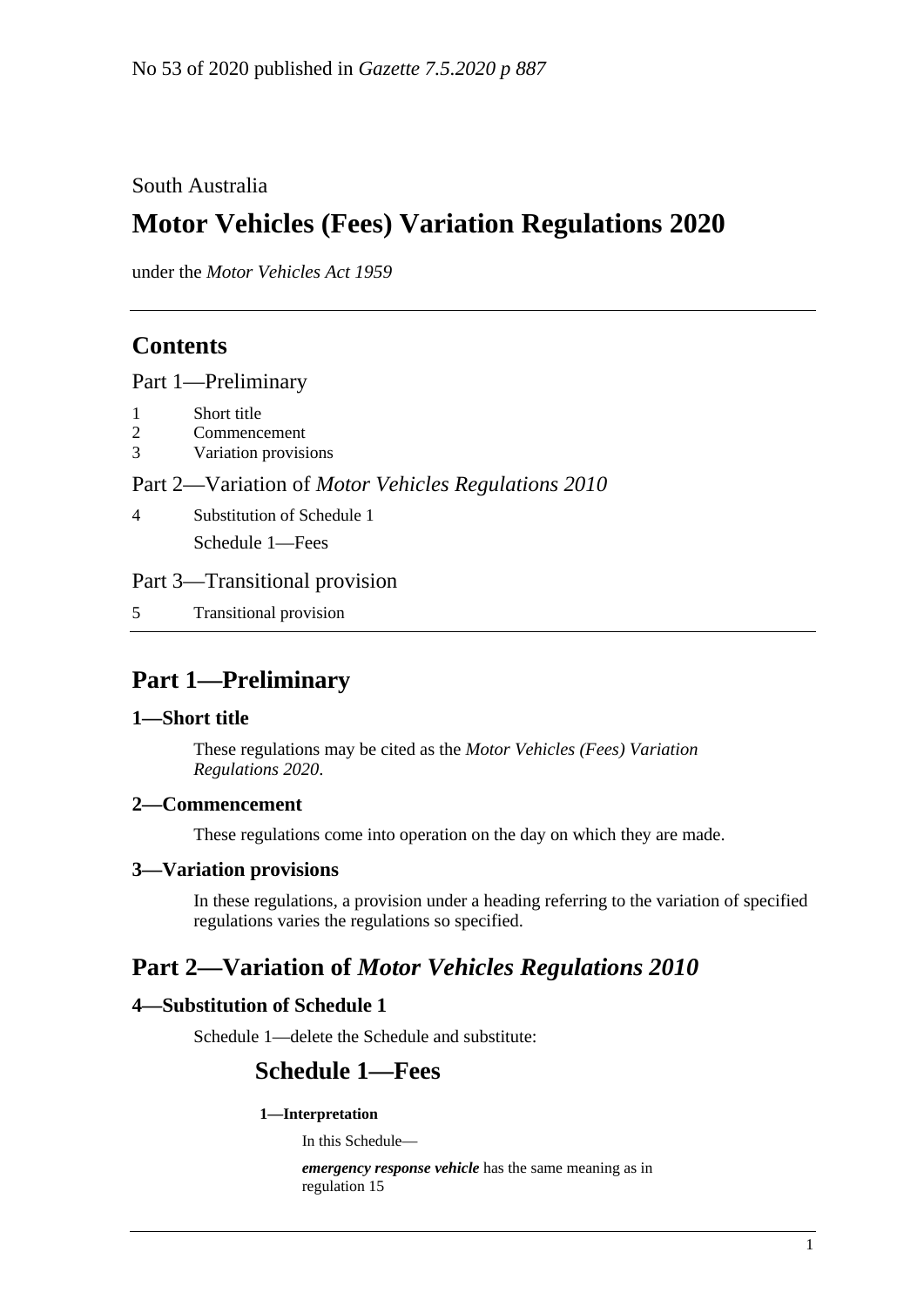No 53 of 2020 published in *Gazette 7.5.2020 p 887*

South Australia

# Motor Vehicles (Fees) Variation Regulations 2020

under the *Motor Vehicles Act 1959*

## Contents

Part 1—Preliminary

1 Short title
2 Commencement
3 Variation provisions

Part 2—Variation of *Motor Vehicles Regulations 2010*

4 Substitution of Schedule 1

Schedule 1—Fees

Part 3—Transitional provision

5 Transitional provision

## Part 1—Preliminary

### 1—Short title

These regulations may be cited as the *Motor Vehicles (Fees) Variation Regulations 2020*.

### 2—Commencement

These regulations come into operation on the day on which they are made.

### 3—Variation provisions

In these regulations, a provision under a heading referring to the variation of specified regulations varies the regulations so specified.

## Part 2—Variation of *Motor Vehicles Regulations 2010*

### 4—Substitution of Schedule 1

Schedule 1—delete the Schedule and substitute:

## Schedule 1—Fees

#### 1—Interpretation

In this Schedule—

***emergency response vehicle*** has the same meaning as in regulation 15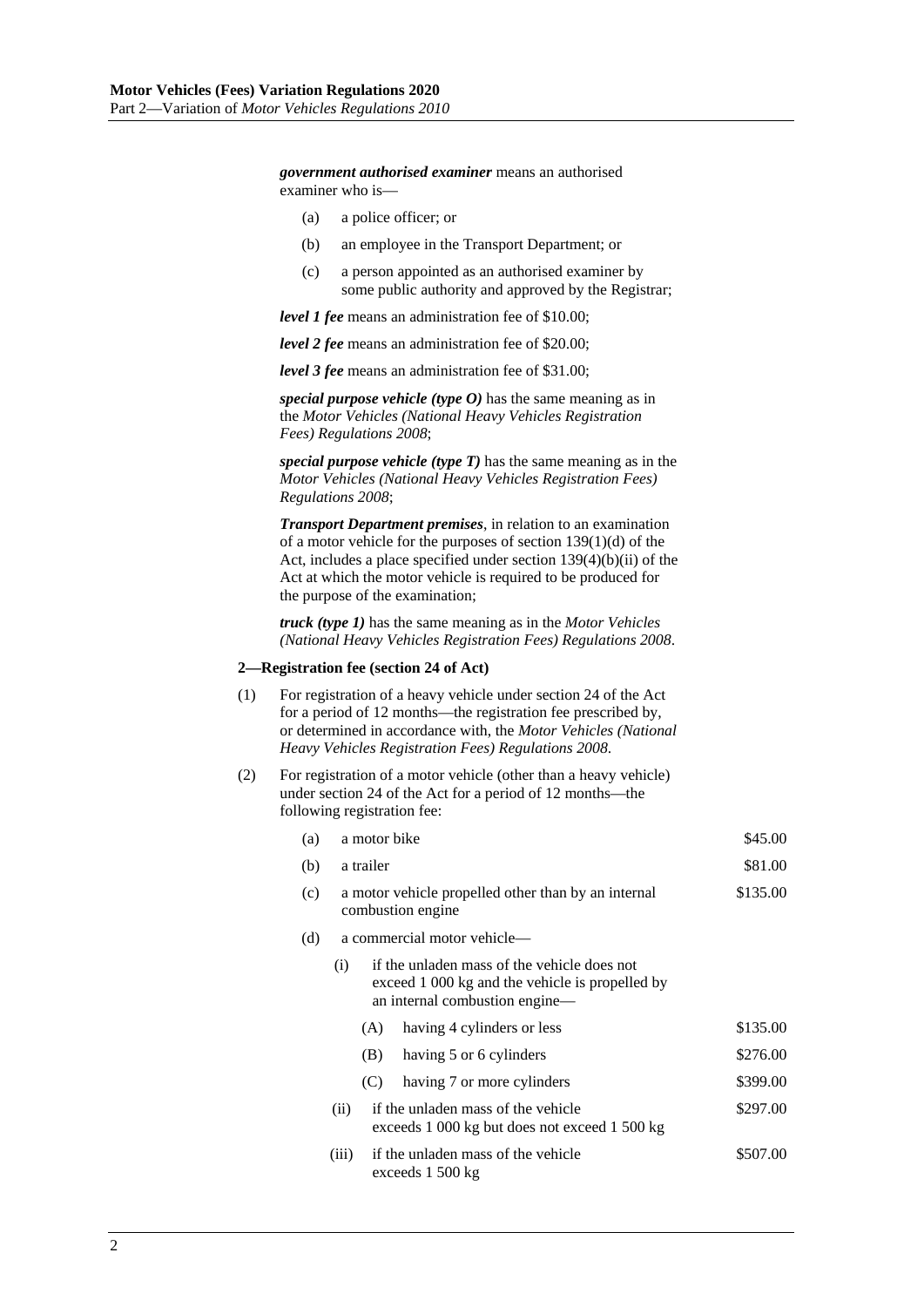***government authorised examiner*** means an authorised examiner who is—

- (a) a police officer; or
- (b) an employee in the Transport Department; or
- (c) a person appointed as an authorised examiner by some public authority and approved by the Registrar;

***level 1 fee*** means an administration fee of $10.00;

***level 2 fee*** means an administration fee of $20.00;

***level 3 fee*** means an administration fee of $31.00;

***special purpose vehicle (type O)*** has the same meaning as in the *Motor Vehicles (National Heavy Vehicles Registration Fees) Regulations 2008*;

***special purpose vehicle (type T)*** has the same meaning as in the *Motor Vehicles (National Heavy Vehicles Registration Fees) Regulations 2008*;

***Transport Department premises***, in relation to an examination of a motor vehicle for the purposes of section 139(1)(d) of the Act, includes a place specified under section 139(4)(b)(ii) of the Act at which the motor vehicle is required to be produced for the purpose of the examination;

***truck (type 1)*** has the same meaning as in the *Motor Vehicles (National Heavy Vehicles Registration Fees) Regulations 2008*.

#### 2—Registration fee (section 24 of Act)

(1) For registration of a heavy vehicle under section 24 of the Act for a period of 12 months—the registration fee prescribed by, or determined in accordance with, the *Motor Vehicles (National Heavy Vehicles Registration Fees) Regulations 2008*.

(2) For registration of a motor vehicle (other than a heavy vehicle) under section 24 of the Act for a period of 12 months—the following registration fee:

| | | |
|---|---|---|
| (a) | a motor bike | $45.00 |
| (b) | a trailer | $81.00 |
| (c) | a motor vehicle propelled other than by an internal combustion engine | $135.00 |
| (d) | a commercial motor vehicle— | |
| | (i) if the unladen mass of the vehicle does not exceed 1 000 kg and the vehicle is propelled by an internal combustion engine— | |
| | (A) having 4 cylinders or less | $135.00 |
| | (B) having 5 or 6 cylinders | $276.00 |
| | (C) having 7 or more cylinders | $399.00 |
| | (ii) if the unladen mass of the vehicle exceeds 1 000 kg but does not exceed 1 500 kg | $297.00 |
| | (iii) if the unladen mass of the vehicle exceeds 1 500 kg | $507.00 |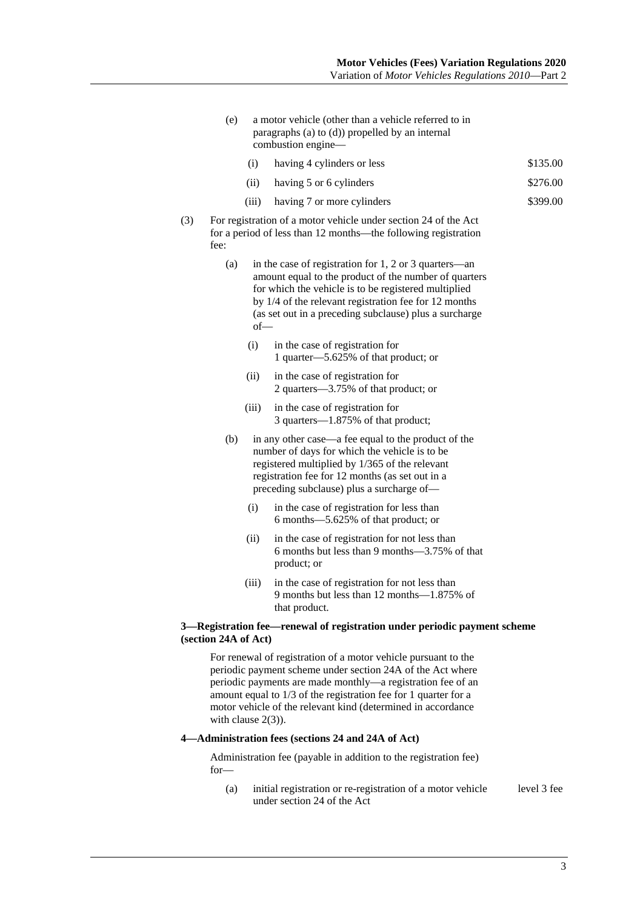(e) a motor vehicle (other than a vehicle referred to in paragraphs (a) to (d)) propelled by an internal combustion engine—

| | |
|---|---|
| (i) having 4 cylinders or less | $135.00 |
| (ii) having 5 or 6 cylinders | $276.00 |
| (iii) having 7 or more cylinders | $399.00 |

(3) For registration of a motor vehicle under section 24 of the Act for a period of less than 12 months—the following registration fee:

(a) in the case of registration for 1, 2 or 3 quarters—an amount equal to the product of the number of quarters for which the vehicle is to be registered multiplied by 1/4 of the relevant registration fee for 12 months (as set out in a preceding subclause) plus a surcharge of—

(i) in the case of registration for 1 quarter—5.625% of that product; or

(ii) in the case of registration for 2 quarters—3.75% of that product; or

(iii) in the case of registration for 3 quarters—1.875% of that product;

(b) in any other case—a fee equal to the product of the number of days for which the vehicle is to be registered multiplied by 1/365 of the relevant registration fee for 12 months (as set out in a preceding subclause) plus a surcharge of—

(i) in the case of registration for less than 6 months—5.625% of that product; or

(ii) in the case of registration for not less than 6 months but less than 9 months—3.75% of that product; or

(iii) in the case of registration for not less than 9 months but less than 12 months—1.875% of that product.

#### 3—Registration fee—renewal of registration under periodic payment scheme (section 24A of Act)

For renewal of registration of a motor vehicle pursuant to the periodic payment scheme under section 24A of the Act where periodic payments are made monthly—a registration fee of an amount equal to 1/3 of the registration fee for 1 quarter for a motor vehicle of the relevant kind (determined in accordance with clause 2(3)).

#### 4—Administration fees (sections 24 and 24A of Act)

Administration fee (payable in addition to the registration fee) for—

| | |
|---|---|
| (a) initial registration or re-registration of a motor vehicle under section 24 of the Act | level 3 fee |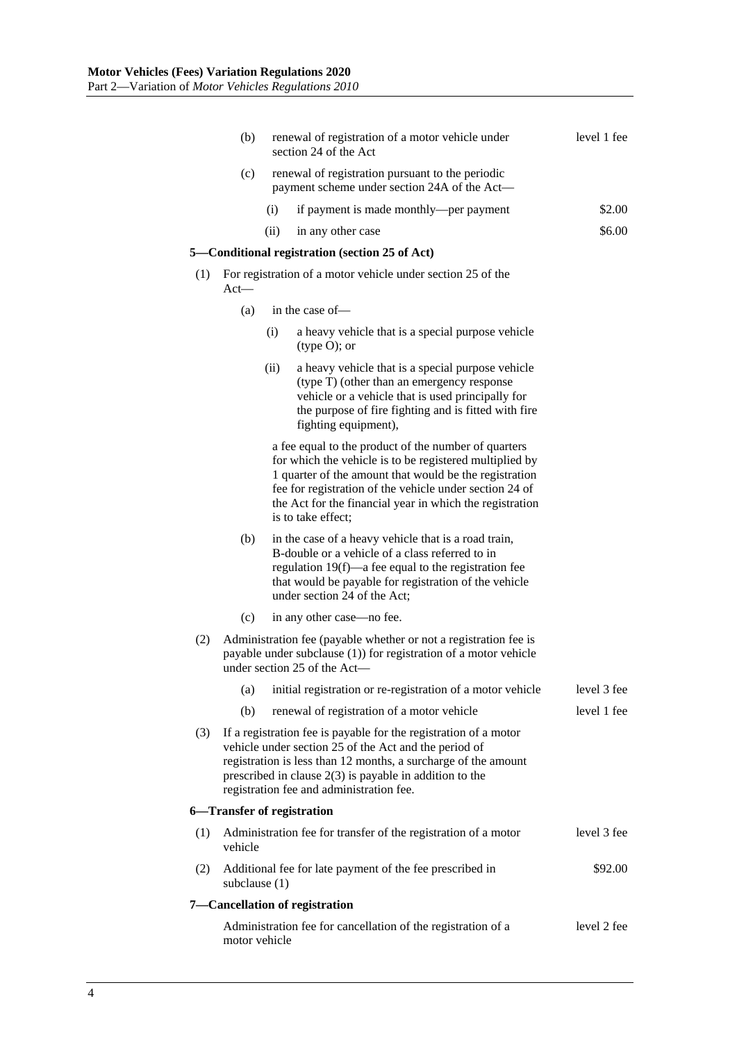(b) renewal of registration of a motor vehicle under section 24 of the Act — level 1 fee

(c) renewal of registration pursuant to the periodic payment scheme under section 24A of the Act—

(i) if payment is made monthly—per payment — $2.00

(ii) in any other case — $6.00

**5—Conditional registration (section 25 of Act)**

(1) For registration of a motor vehicle under section 25 of the Act—

(a) in the case of—

(i) a heavy vehicle that is a special purpose vehicle (type O); or

(ii) a heavy vehicle that is a special purpose vehicle (type T) (other than an emergency response vehicle or a vehicle that is used principally for the purpose of fire fighting and is fitted with fire fighting equipment),

a fee equal to the product of the number of quarters for which the vehicle is to be registered multiplied by 1 quarter of the amount that would be the registration fee for registration of the vehicle under section 24 of the Act for the financial year in which the registration is to take effect;

(b) in the case of a heavy vehicle that is a road train, B-double or a vehicle of a class referred to in regulation 19(f)—a fee equal to the registration fee that would be payable for registration of the vehicle under section 24 of the Act;

(c) in any other case—no fee.

(2) Administration fee (payable whether or not a registration fee is payable under subclause (1)) for registration of a motor vehicle under section 25 of the Act—

(a) initial registration or re-registration of a motor vehicle — level 3 fee

(b) renewal of registration of a motor vehicle — level 1 fee

(3) If a registration fee is payable for the registration of a motor vehicle under section 25 of the Act and the period of registration is less than 12 months, a surcharge of the amount prescribed in clause 2(3) is payable in addition to the registration fee and administration fee.

**6—Transfer of registration**

(1) Administration fee for transfer of the registration of a motor vehicle — level 3 fee

(2) Additional fee for late payment of the fee prescribed in subclause (1) — $92.00

**7—Cancellation of registration**

Administration fee for cancellation of the registration of a motor vehicle — level 2 fee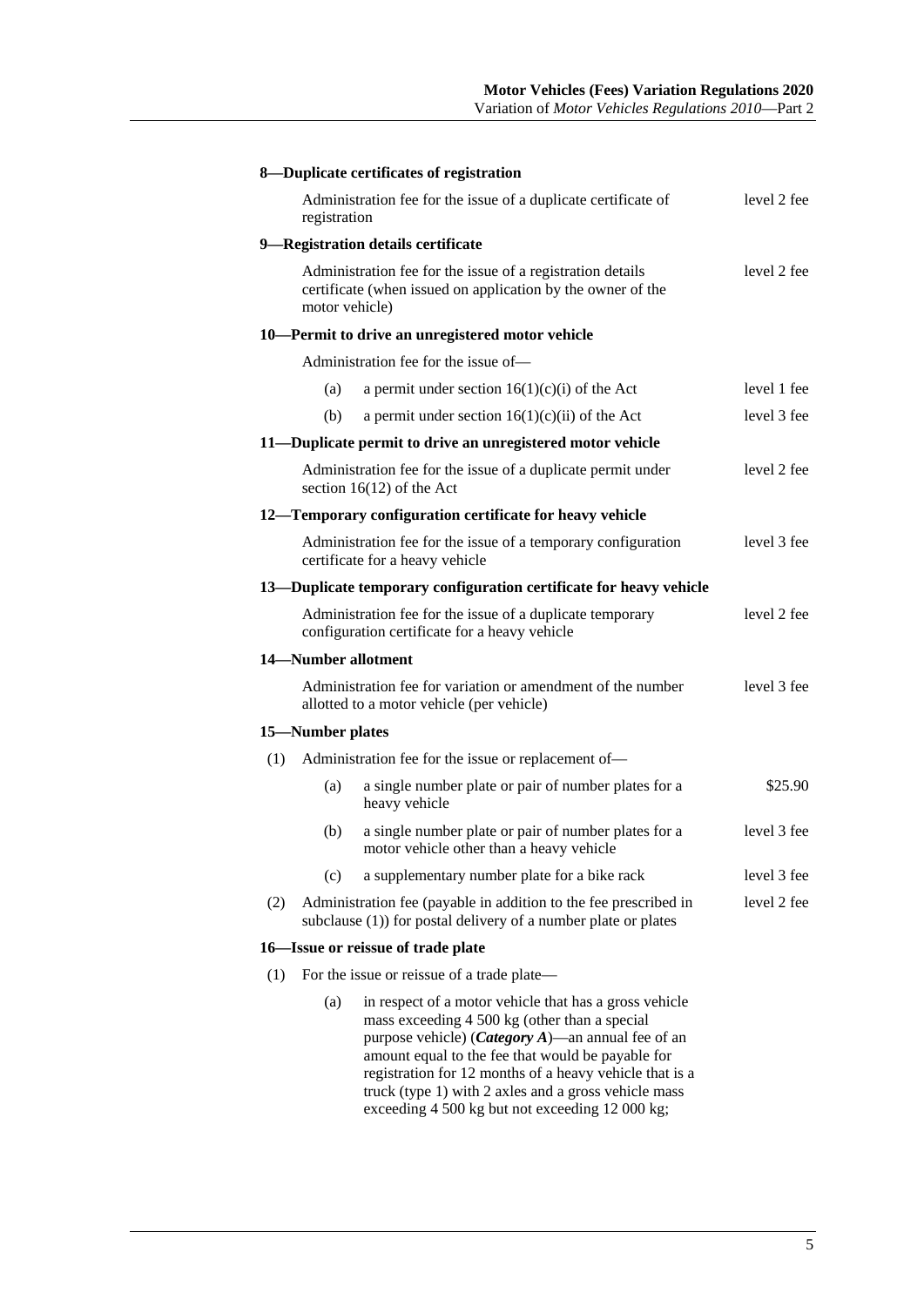#### 8—Duplicate certificates of registration

Administration fee for the issue of a duplicate certificate of registration — level 2 fee

#### 9—Registration details certificate

Administration fee for the issue of a registration details certificate (when issued on application by the owner of the motor vehicle) — level 2 fee

#### 10—Permit to drive an unregistered motor vehicle

Administration fee for the issue of—

(a) a permit under section 16(1)(c)(i) of the Act — level 1 fee

(b) a permit under section 16(1)(c)(ii) of the Act — level 3 fee

#### 11—Duplicate permit to drive an unregistered motor vehicle

Administration fee for the issue of a duplicate permit under section 16(12) of the Act — level 2 fee

#### 12—Temporary configuration certificate for heavy vehicle

Administration fee for the issue of a temporary configuration certificate for a heavy vehicle — level 3 fee

#### 13—Duplicate temporary configuration certificate for heavy vehicle

Administration fee for the issue of a duplicate temporary configuration certificate for a heavy vehicle — level 2 fee

#### 14—Number allotment

Administration fee for variation or amendment of the number allotted to a motor vehicle (per vehicle) — level 3 fee

#### 15—Number plates

(1) Administration fee for the issue or replacement of—

(a) a single number plate or pair of number plates for a heavy vehicle — $25.90

(b) a single number plate or pair of number plates for a motor vehicle other than a heavy vehicle — level 3 fee

(c) a supplementary number plate for a bike rack — level 3 fee

(2) Administration fee (payable in addition to the fee prescribed in subclause (1)) for postal delivery of a number plate or plates — level 2 fee

#### 16—Issue or reissue of trade plate

(1) For the issue or reissue of a trade plate—

(a) in respect of a motor vehicle that has a gross vehicle mass exceeding 4 500 kg (other than a special purpose vehicle) (***Category A***)—an annual fee of an amount equal to the fee that would be payable for registration for 12 months of a heavy vehicle that is a truck (type 1) with 2 axles and a gross vehicle mass exceeding 4 500 kg but not exceeding 12 000 kg;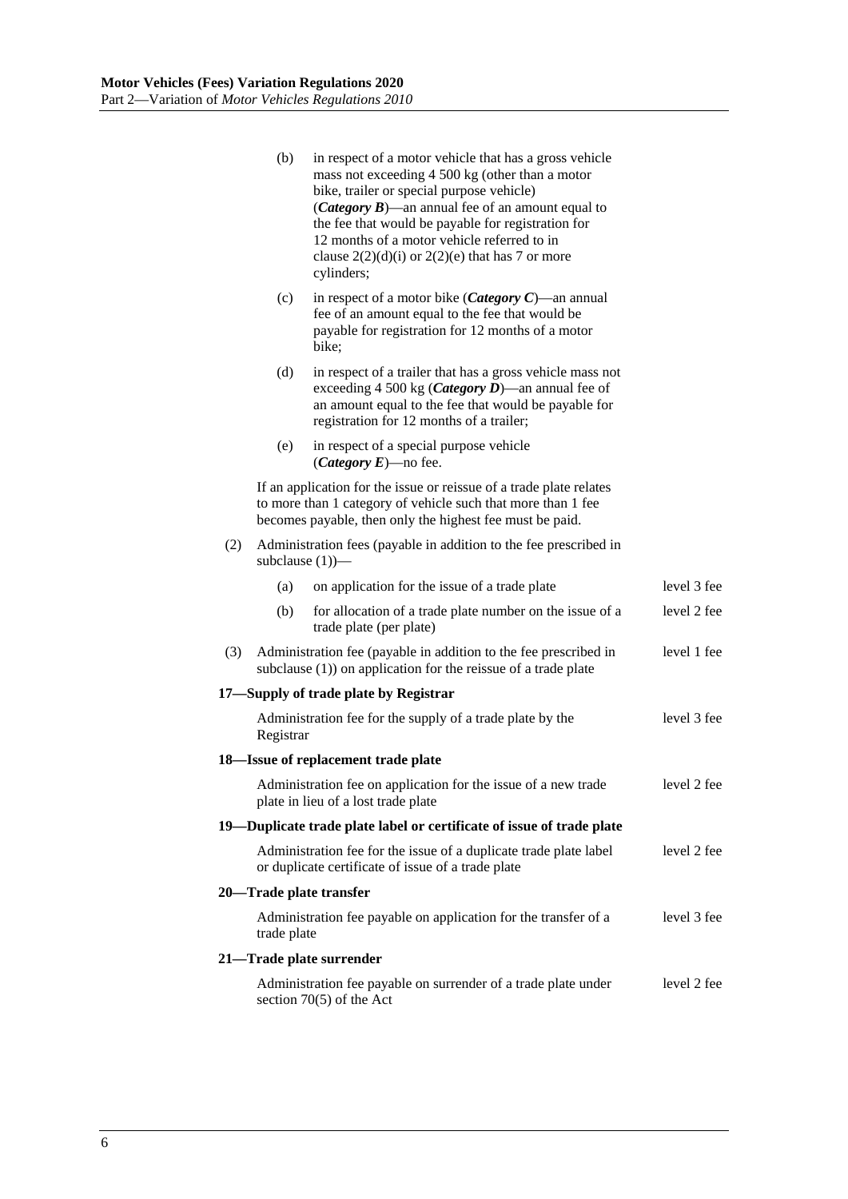(b) in respect of a motor vehicle that has a gross vehicle mass not exceeding 4 500 kg (other than a motor bike, trailer or special purpose vehicle) (***Category B***)—an annual fee of an amount equal to the fee that would be payable for registration for 12 months of a motor vehicle referred to in clause 2(2)(d)(i) or 2(2)(e) that has 7 or more cylinders;

(c) in respect of a motor bike (***Category C***)—an annual fee of an amount equal to the fee that would be payable for registration for 12 months of a motor bike;

(d) in respect of a trailer that has a gross vehicle mass not exceeding 4 500 kg (***Category D***)—an annual fee of an amount equal to the fee that would be payable for registration for 12 months of a trailer;

(e) in respect of a special purpose vehicle (***Category E***)—no fee.

If an application for the issue or reissue of a trade plate relates to more than 1 category of vehicle such that more than 1 fee becomes payable, then only the highest fee must be paid.

(2) Administration fees (payable in addition to the fee prescribed in subclause (1))—

| | |
|---|---|
| (a) on application for the issue of a trade plate | level 3 fee |
| (b) for allocation of a trade plate number on the issue of a trade plate (per plate) | level 2 fee |

| | |
|---|---|
| (3) Administration fee (payable in addition to the fee prescribed in subclause (1)) on application for the reissue of a trade plate | level 1 fee |

**17—Supply of trade plate by Registrar**

| | |
|---|---|
| Administration fee for the supply of a trade plate by the Registrar | level 3 fee |

**18—Issue of replacement trade plate**

| | |
|---|---|
| Administration fee on application for the issue of a new trade plate in lieu of a lost trade plate | level 2 fee |

**19—Duplicate trade plate label or certificate of issue of trade plate**

| | |
|---|---|
| Administration fee for the issue of a duplicate trade plate label or duplicate certificate of issue of a trade plate | level 2 fee |

**20—Trade plate transfer**

| | |
|---|---|
| Administration fee payable on application for the transfer of a trade plate | level 3 fee |

**21—Trade plate surrender**

| | |
|---|---|
| Administration fee payable on surrender of a trade plate under section 70(5) of the Act | level 2 fee |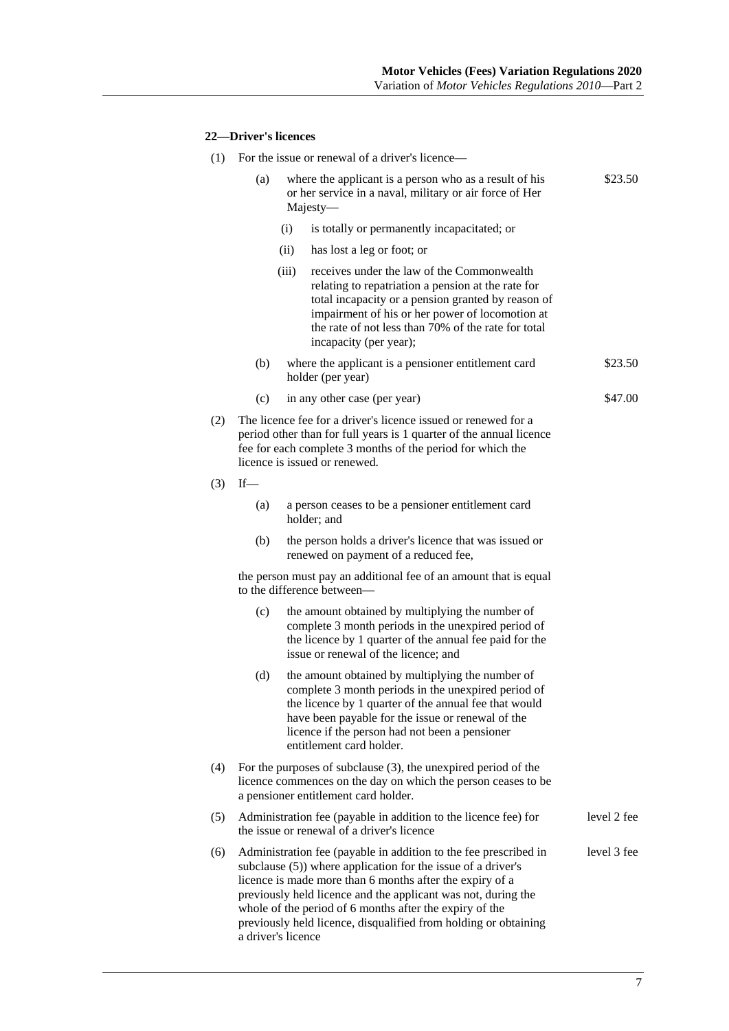#### 22—Driver's licences

(1) For the issue or renewal of a driver's licence—

(a) where the applicant is a person who as a result of his or her service in a naval, military or air force of Her Majesty— $23.50

(i) is totally or permanently incapacitated; or

(ii) has lost a leg or foot; or

(iii) receives under the law of the Commonwealth relating to repatriation a pension at the rate for total incapacity or a pension granted by reason of impairment of his or her power of locomotion at the rate of not less than 70% of the rate for total incapacity (per year);

(b) where the applicant is a pensioner entitlement card holder (per year) $23.50

(c) in any other case (per year) $47.00

(2) The licence fee for a driver's licence issued or renewed for a period other than for full years is 1 quarter of the annual licence fee for each complete 3 months of the period for which the licence is issued or renewed.

(3) If—

(a) a person ceases to be a pensioner entitlement card holder; and

(b) the person holds a driver's licence that was issued or renewed on payment of a reduced fee,

the person must pay an additional fee of an amount that is equal to the difference between—

(c) the amount obtained by multiplying the number of complete 3 month periods in the unexpired period of the licence by 1 quarter of the annual fee paid for the issue or renewal of the licence; and

(d) the amount obtained by multiplying the number of complete 3 month periods in the unexpired period of the licence by 1 quarter of the annual fee that would have been payable for the issue or renewal of the licence if the person had not been a pensioner entitlement card holder.

(4) For the purposes of subclause (3), the unexpired period of the licence commences on the day on which the person ceases to be a pensioner entitlement card holder.

(5) Administration fee (payable in addition to the licence fee) for the issue or renewal of a driver's licence level 2 fee

(6) Administration fee (payable in addition to the fee prescribed in subclause (5)) where application for the issue of a driver's licence is made more than 6 months after the expiry of a previously held licence and the applicant was not, during the whole of the period of 6 months after the expiry of the previously held licence, disqualified from holding or obtaining a driver's licence level 3 fee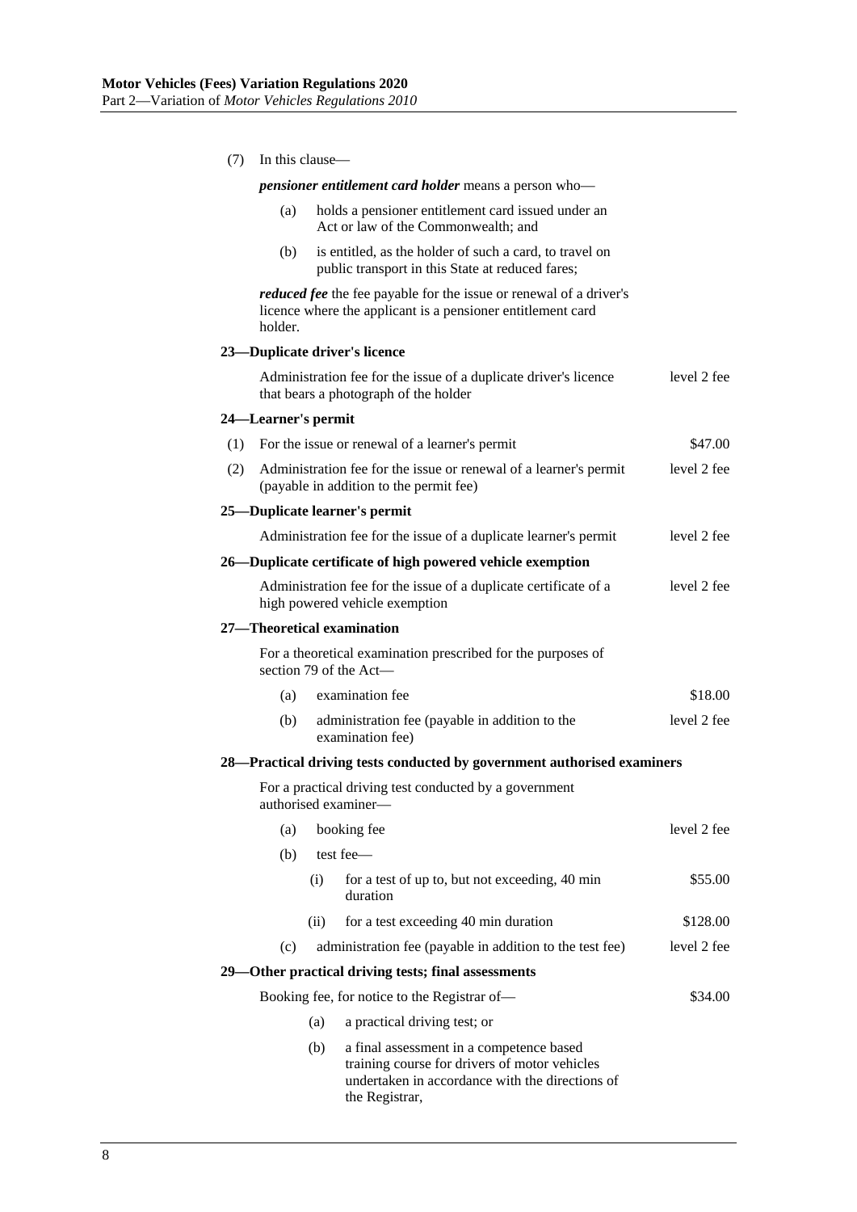(7) In this clause—

***pensioner entitlement card holder*** means a person who—

(a) holds a pensioner entitlement card issued under an Act or law of the Commonwealth; and

(b) is entitled, as the holder of such a card, to travel on public transport in this State at reduced fares;

***reduced fee*** the fee payable for the issue or renewal of a driver's licence where the applicant is a pensioner entitlement card holder.

**23—Duplicate driver's licence**

| | |
|---|---|
| Administration fee for the issue of a duplicate driver's licence that bears a photograph of the holder | level 2 fee |

**24—Learner's permit**

| | |
|---|---|
| (1) For the issue or renewal of a learner's permit | \$47.00 |
| (2) Administration fee for the issue or renewal of a learner's permit (payable in addition to the permit fee) | level 2 fee |

**25—Duplicate learner's permit**

| | |
|---|---|
| Administration fee for the issue of a duplicate learner's permit | level 2 fee |

**26—Duplicate certificate of high powered vehicle exemption**

| | |
|---|---|
| Administration fee for the issue of a duplicate certificate of a high powered vehicle exemption | level 2 fee |

**27—Theoretical examination**

For a theoretical examination prescribed for the purposes of section 79 of the Act—

| | |
|---|---|
| (a) examination fee | \$18.00 |
| (b) administration fee (payable in addition to the examination fee) | level 2 fee |

**28—Practical driving tests conducted by government authorised examiners**

For a practical driving test conducted by a government authorised examiner—

| | |
|---|---|
| (a) booking fee | level 2 fee |
| (b) test fee— | |
| (i) for a test of up to, but not exceeding, 40 min duration | \$55.00 |
| (ii) for a test exceeding 40 min duration | \$128.00 |
| (c) administration fee (payable in addition to the test fee) | level 2 fee |

**29—Other practical driving tests; final assessments**

| | |
|---|---|
| Booking fee, for notice to the Registrar of— | \$34.00 |

(a) a practical driving test; or

(b) a final assessment in a competence based training course for drivers of motor vehicles undertaken in accordance with the directions of the Registrar,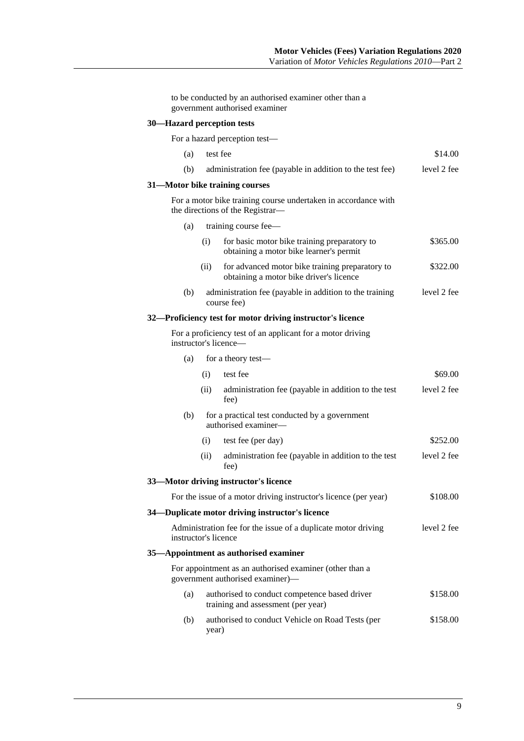to be conducted by an authorised examiner other than a government authorised examiner

**30—Hazard perception tests**

For a hazard perception test—

| | | |
|---|---|---|
| (a) | test fee | $14.00 |
| (b) | administration fee (payable in addition to the test fee) | level 2 fee |

**31—Motor bike training courses**

For a motor bike training course undertaken in accordance with the directions of the Registrar—

| | | | |
|---|---|---|---|
| (a) | training course fee— | | |
| | (i) | for basic motor bike training preparatory to obtaining a motor bike learner's permit | $365.00 |
| | (ii) | for advanced motor bike training preparatory to obtaining a motor bike driver's licence | $322.00 |
| (b) | administration fee (payable in addition to the training course fee) | | level 2 fee |

**32—Proficiency test for motor driving instructor's licence**

For a proficiency test of an applicant for a motor driving instructor's licence—

| | | | |
|---|---|---|---|
| (a) | for a theory test— | | |
| | (i) | test fee | $69.00 |
| | (ii) | administration fee (payable in addition to the test fee) | level 2 fee |
| (b) | for a practical test conducted by a government authorised examiner— | | |
| | (i) | test fee (per day) | $252.00 |
| | (ii) | administration fee (payable in addition to the test fee) | level 2 fee |

**33—Motor driving instructor's licence**

| | |
|---|---|
| For the issue of a motor driving instructor's licence (per year) | $108.00 |

**34—Duplicate motor driving instructor's licence**

| | |
|---|---|
| Administration fee for the issue of a duplicate motor driving instructor's licence | level 2 fee |

**35—Appointment as authorised examiner**

For appointment as an authorised examiner (other than a government authorised examiner)—

| | | |
|---|---|---|
| (a) | authorised to conduct competence based driver training and assessment (per year) | $158.00 |
| (b) | authorised to conduct Vehicle on Road Tests (per year) | $158.00 |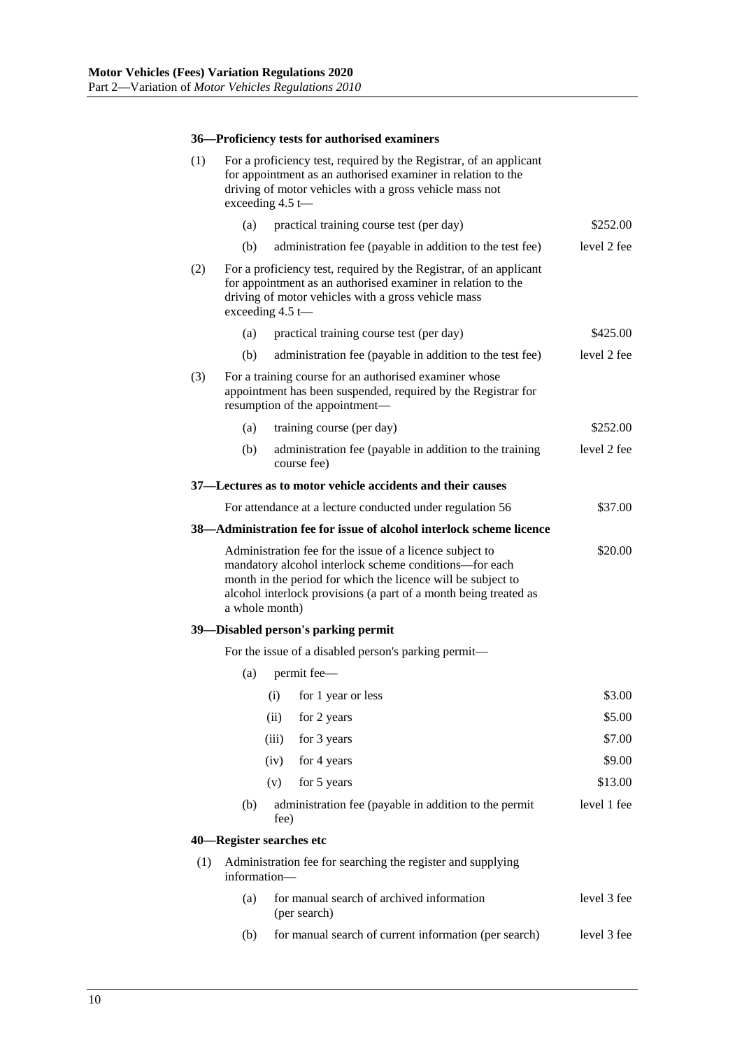#### 36—Proficiency tests for authorised examiners

| | | |
|---|---|---|
| (1) | For a proficiency test, required by the Registrar, of an applicant for appointment as an authorised examiner in relation to the driving of motor vehicles with a gross vehicle mass not exceeding 4.5 t— | |
| | (a) practical training course test (per day) | \$252.00 |
| | (b) administration fee (payable in addition to the test fee) | level 2 fee |
| (2) | For a proficiency test, required by the Registrar, of an applicant for appointment as an authorised examiner in relation to the driving of motor vehicles with a gross vehicle mass exceeding 4.5 t— | |
| | (a) practical training course test (per day) | \$425.00 |
| | (b) administration fee (payable in addition to the test fee) | level 2 fee |
| (3) | For a training course for an authorised examiner whose appointment has been suspended, required by the Registrar for resumption of the appointment— | |
| | (a) training course (per day) | \$252.00 |
| | (b) administration fee (payable in addition to the training course fee) | level 2 fee |

#### 37—Lectures as to motor vehicle accidents and their causes

| | |
|---|---|
| For attendance at a lecture conducted under regulation 56 | \$37.00 |

#### 38—Administration fee for issue of alcohol interlock scheme licence

| | |
|---|---|
| Administration fee for the issue of a licence subject to mandatory alcohol interlock scheme conditions—for each month in the period for which the licence will be subject to alcohol interlock provisions (a part of a month being treated as a whole month) | \$20.00 |

#### 39—Disabled person's parking permit

For the issue of a disabled person's parking permit—

| | | |
|---|---|---|
| (a) | permit fee— | |
| | (i) for 1 year or less | \$3.00 |
| | (ii) for 2 years | \$5.00 |
| | (iii) for 3 years | \$7.00 |
| | (iv) for 4 years | \$9.00 |
| | (v) for 5 years | \$13.00 |
| (b) | administration fee (payable in addition to the permit fee) | level 1 fee |

#### 40—Register searches etc

| | | |
|---|---|---|
| (1) | Administration fee for searching the register and supplying information— | |
| | (a) for manual search of archived information (per search) | level 3 fee |
| | (b) for manual search of current information (per search) | level 3 fee |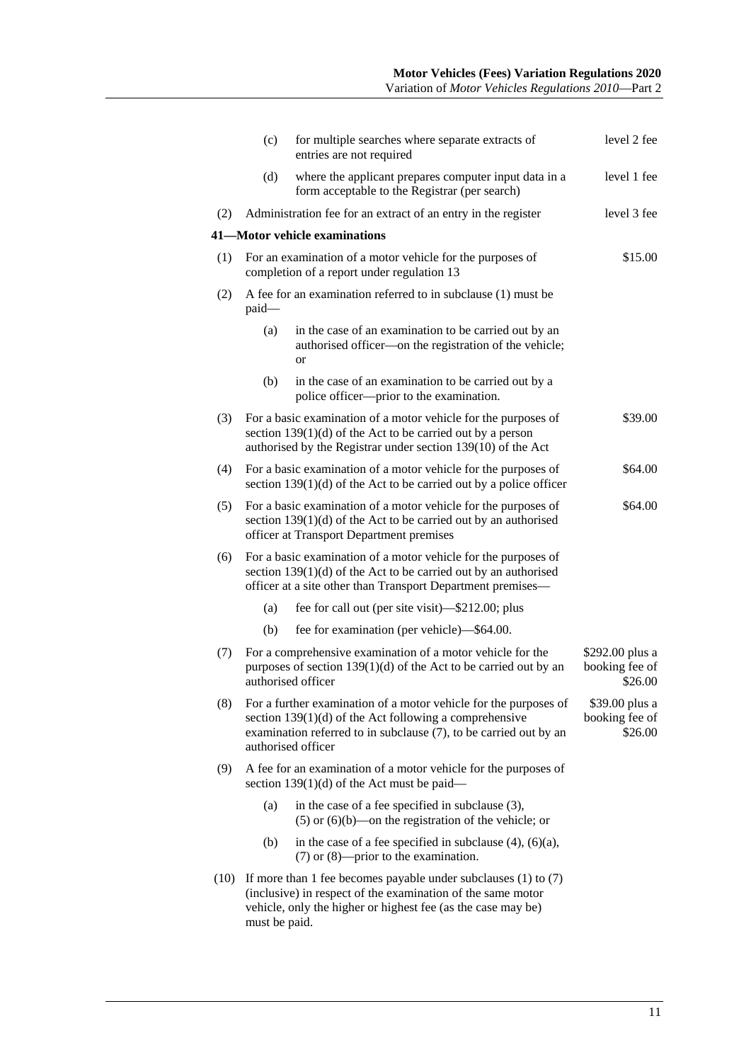| | | |
|---|---|---|
| | (c) for multiple searches where separate extracts of entries are not required | level 2 fee |
| | (d) where the applicant prepares computer input data in a form acceptable to the Registrar (per search) | level 1 fee |
| (2) | Administration fee for an extract of an entry in the register | level 3 fee |

**41—Motor vehicle examinations**

| | | |
|---|---|---|
| (1) | For an examination of a motor vehicle for the purposes of completion of a report under regulation 13 | $15.00 |
| (2) | A fee for an examination referred to in subclause (1) must be paid—<br>(a) in the case of an examination to be carried out by an authorised officer—on the registration of the vehicle; or<br>(b) in the case of an examination to be carried out by a police officer—prior to the examination. | |
| (3) | For a basic examination of a motor vehicle for the purposes of section 139(1)(d) of the Act to be carried out by a person authorised by the Registrar under section 139(10) of the Act | $39.00 |
| (4) | For a basic examination of a motor vehicle for the purposes of section 139(1)(d) of the Act to be carried out by a police officer | $64.00 |
| (5) | For a basic examination of a motor vehicle for the purposes of section 139(1)(d) of the Act to be carried out by an authorised officer at Transport Department premises | $64.00 |
| (6) | For a basic examination of a motor vehicle for the purposes of section 139(1)(d) of the Act to be carried out by an authorised officer at a site other than Transport Department premises—<br>(a) fee for call out (per site visit)—$212.00; plus<br>(b) fee for examination (per vehicle)—$64.00. | |
| (7) | For a comprehensive examination of a motor vehicle for the purposes of section 139(1)(d) of the Act to be carried out by an authorised officer | $292.00 plus a booking fee of $26.00 |
| (8) | For a further examination of a motor vehicle for the purposes of section 139(1)(d) of the Act following a comprehensive examination referred to in subclause (7), to be carried out by an authorised officer | $39.00 plus a booking fee of $26.00 |
| (9) | A fee for an examination of a motor vehicle for the purposes of section 139(1)(d) of the Act must be paid—<br>(a) in the case of a fee specified in subclause (3), (5) or (6)(b)—on the registration of the vehicle; or<br>(b) in the case of a fee specified in subclause (4), (6)(a), (7) or (8)—prior to the examination. | |
| (10) | If more than 1 fee becomes payable under subclauses (1) to (7) (inclusive) in respect of the examination of the same motor vehicle, only the higher or highest fee (as the case may be) must be paid. | |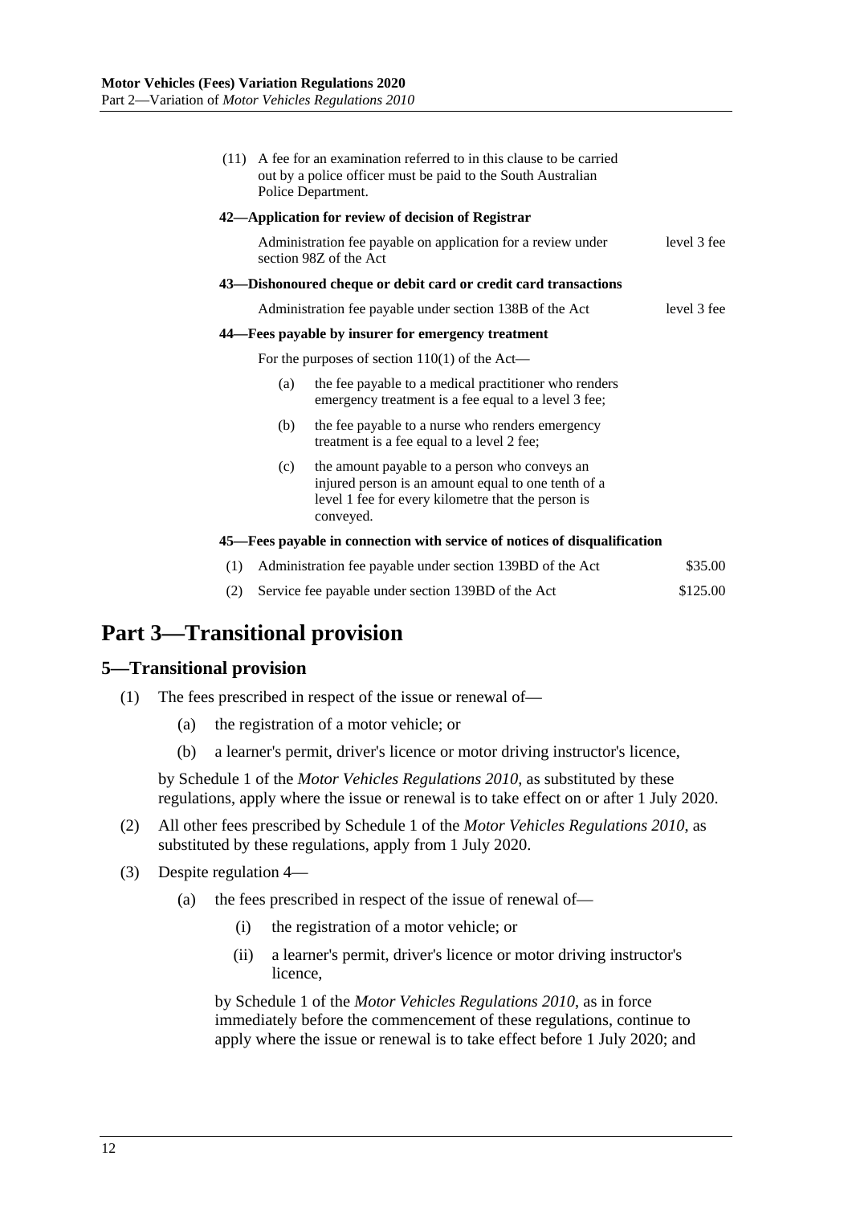(11) A fee for an examination referred to in this clause to be carried out by a police officer must be paid to the South Australian Police Department.

**42—Application for review of decision of Registrar**

| | |
|---|---|
| Administration fee payable on application for a review under section 98Z of the Act | level 3 fee |

**43—Dishonoured cheque or debit card or credit card transactions**

| | |
|---|---|
| Administration fee payable under section 138B of the Act | level 3 fee |

**44—Fees payable by insurer for emergency treatment**

For the purposes of section 110(1) of the Act—

(a) the fee payable to a medical practitioner who renders emergency treatment is a fee equal to a level 3 fee;

(b) the fee payable to a nurse who renders emergency treatment is a fee equal to a level 2 fee;

(c) the amount payable to a person who conveys an injured person is an amount equal to one tenth of a level 1 fee for every kilometre that the person is conveyed.

**45—Fees payable in connection with service of notices of disqualification**

| | | |
|---|---|---|
| (1) | Administration fee payable under section 139BD of the Act | \$35.00 |
| (2) | Service fee payable under section 139BD of the Act | \$125.00 |

# Part 3—Transitional provision

## 5—Transitional provision

(1) The fees prescribed in respect of the issue or renewal of—

(a) the registration of a motor vehicle; or

(b) a learner's permit, driver's licence or motor driving instructor's licence,

by Schedule 1 of the *Motor Vehicles Regulations 2010*, as substituted by these regulations, apply where the issue or renewal is to take effect on or after 1 July 2020.

(2) All other fees prescribed by Schedule 1 of the *Motor Vehicles Regulations 2010*, as substituted by these regulations, apply from 1 July 2020.

(3) Despite regulation 4—

(a) the fees prescribed in respect of the issue of renewal of—

(i) the registration of a motor vehicle; or

(ii) a learner's permit, driver's licence or motor driving instructor's licence,

by Schedule 1 of the *Motor Vehicles Regulations 2010*, as in force immediately before the commencement of these regulations, continue to apply where the issue or renewal is to take effect before 1 July 2020; and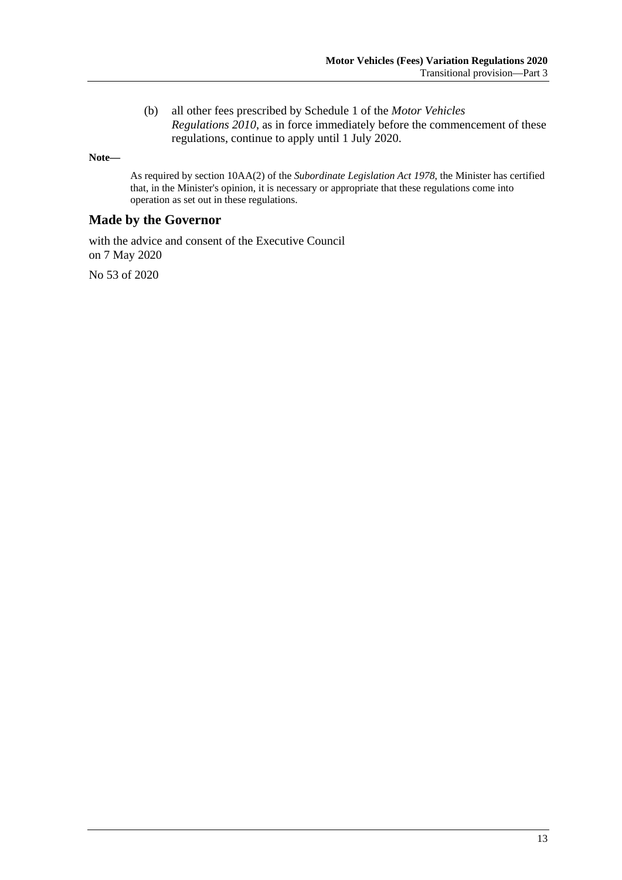(b) all other fees prescribed by Schedule 1 of the *Motor Vehicles Regulations 2010*, as in force immediately before the commencement of these regulations, continue to apply until 1 July 2020.

**Note—**

As required by section 10AA(2) of the *Subordinate Legislation Act 1978*, the Minister has certified that, in the Minister's opinion, it is necessary or appropriate that these regulations come into operation as set out in these regulations.

## Made by the Governor

with the advice and consent of the Executive Council
on 7 May 2020

No 53 of 2020